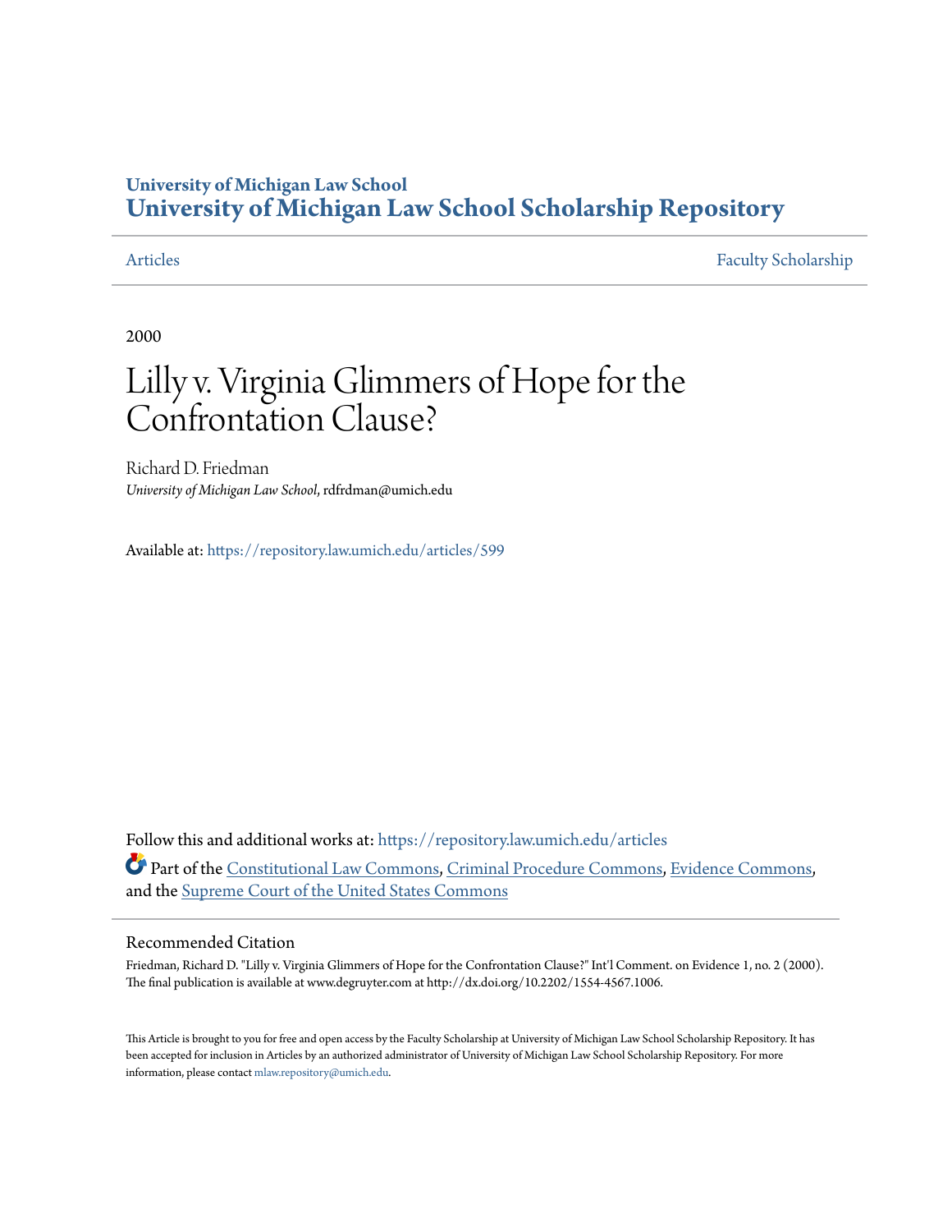University of Michigan Law School

# University of Michigan Law School Scholarship Repository

Articles | Faculty Scholarship

2000

# Lilly v. Virginia Glimmers of Hope for the Confrontation Clause?

Richard D. Friedman
*University of Michigan Law School*, rdfrdman@umich.edu

Available at: https://repository.law.umich.edu/articles/599

Follow this and additional works at: https://repository.law.umich.edu/articles

Part of the Constitutional Law Commons, Criminal Procedure Commons, Evidence Commons, and the Supreme Court of the United States Commons

## Recommended Citation

Friedman, Richard D. "Lilly v. Virginia Glimmers of Hope for the Confrontation Clause?" Int'l Comment. on Evidence 1, no. 2 (2000). The final publication is available at www.degruyter.com at http://dx.doi.org/10.2202/1554-4567.1006.

This Article is brought to you for free and open access by the Faculty Scholarship at University of Michigan Law School Scholarship Repository. It has been accepted for inclusion in Articles by an authorized administrator of University of Michigan Law School Scholarship Repository. For more information, please contact mlaw.repository@umich.edu.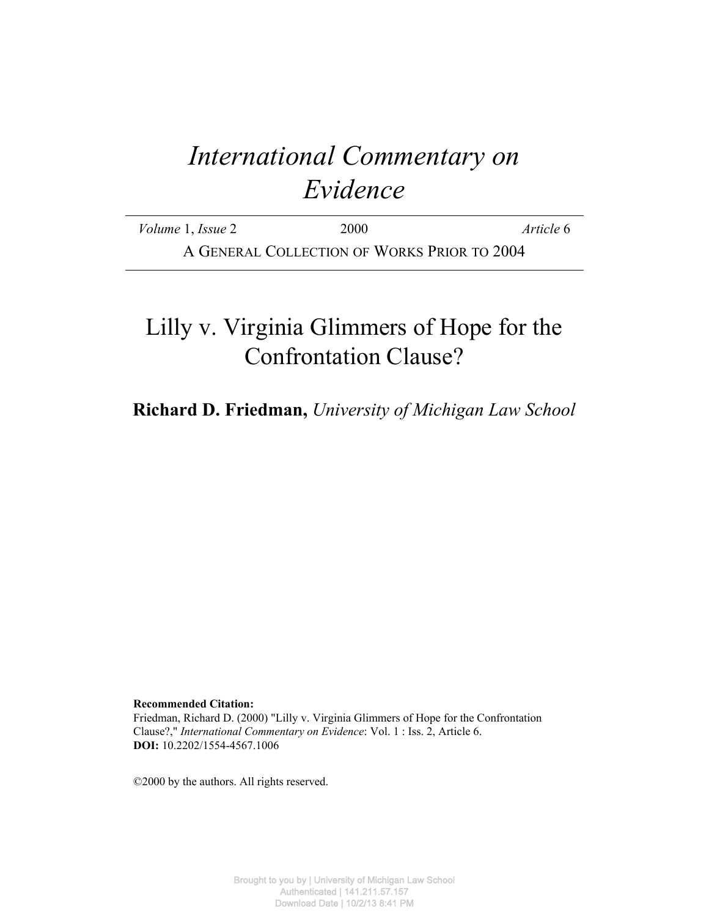# International Commentary on Evidence

*Volume* 1, *Issue* 2 2000 *Article* 6

A GENERAL COLLECTION OF WORKS PRIOR TO 2004

# Lilly v. Virginia Glimmers of Hope for the Confrontation Clause?

**Richard D. Friedman,** *University of Michigan Law School*

**Recommended Citation:**
Friedman, Richard D. (2000) "Lilly v. Virginia Glimmers of Hope for the Confrontation Clause?," *International Commentary on Evidence*: Vol. 1 : Iss. 2, Article 6.
**DOI:** 10.2202/1554-4567.1006

©2000 by the authors. All rights reserved.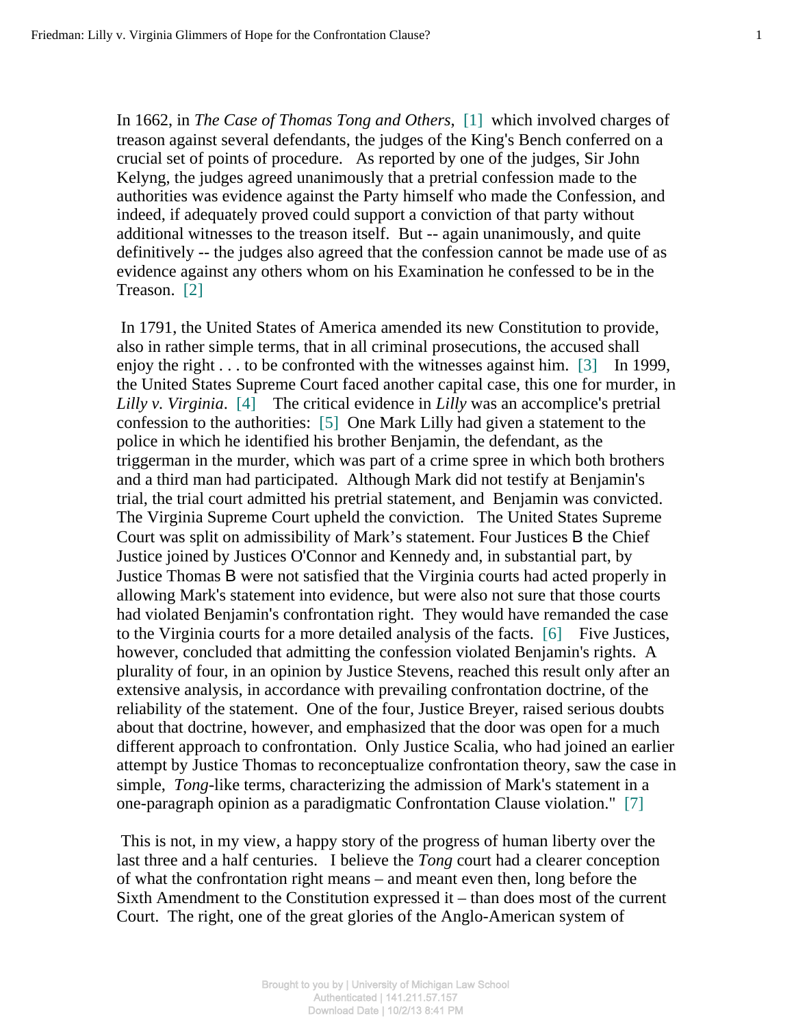In 1662, in *The Case of Thomas Tong and Others*, [1] which involved charges of treason against several defendants, the judges of the King's Bench conferred on a crucial set of points of procedure. As reported by one of the judges, Sir John Kelyng, the judges agreed unanimously that a pretrial confession made to the authorities was evidence against the Party himself who made the Confession, and indeed, if adequately proved could support a conviction of that party without additional witnesses to the treason itself. But -- again unanimously, and quite definitively -- the judges also agreed that the confession cannot be made use of as evidence against any others whom on his Examination he confessed to be in the Treason. [2]

In 1791, the United States of America amended its new Constitution to provide, also in rather simple terms, that in all criminal prosecutions, the accused shall enjoy the right . . . to be confronted with the witnesses against him. [3] In 1999, the United States Supreme Court faced another capital case, this one for murder, in *Lilly v. Virginia*. [4] The critical evidence in *Lilly* was an accomplice's pretrial confession to the authorities: [5] One Mark Lilly had given a statement to the police in which he identified his brother Benjamin, the defendant, as the triggerman in the murder, which was part of a crime spree in which both brothers and a third man had participated. Although Mark did not testify at Benjamin's trial, the trial court admitted his pretrial statement, and Benjamin was convicted. The Virginia Supreme Court upheld the conviction. The United States Supreme Court was split on admissibility of Mark's statement. Four Justices B the Chief Justice joined by Justices O'Connor and Kennedy and, in substantial part, by Justice Thomas B were not satisfied that the Virginia courts had acted properly in allowing Mark's statement into evidence, but were also not sure that those courts had violated Benjamin's confrontation right. They would have remanded the case to the Virginia courts for a more detailed analysis of the facts. [6] Five Justices, however, concluded that admitting the confession violated Benjamin's rights. A plurality of four, in an opinion by Justice Stevens, reached this result only after an extensive analysis, in accordance with prevailing confrontation doctrine, of the reliability of the statement. One of the four, Justice Breyer, raised serious doubts about that doctrine, however, and emphasized that the door was open for a much different approach to confrontation. Only Justice Scalia, who had joined an earlier attempt by Justice Thomas to reconceptualize confrontation theory, saw the case in simple, *Tong*-like terms, characterizing the admission of Mark's statement in a one-paragraph opinion as a paradigmatic Confrontation Clause violation." [7]

This is not, in my view, a happy story of the progress of human liberty over the last three and a half centuries. I believe the *Tong* court had a clearer conception of what the confrontation right means – and meant even then, long before the Sixth Amendment to the Constitution expressed it – than does most of the current Court. The right, one of the great glories of the Anglo-American system of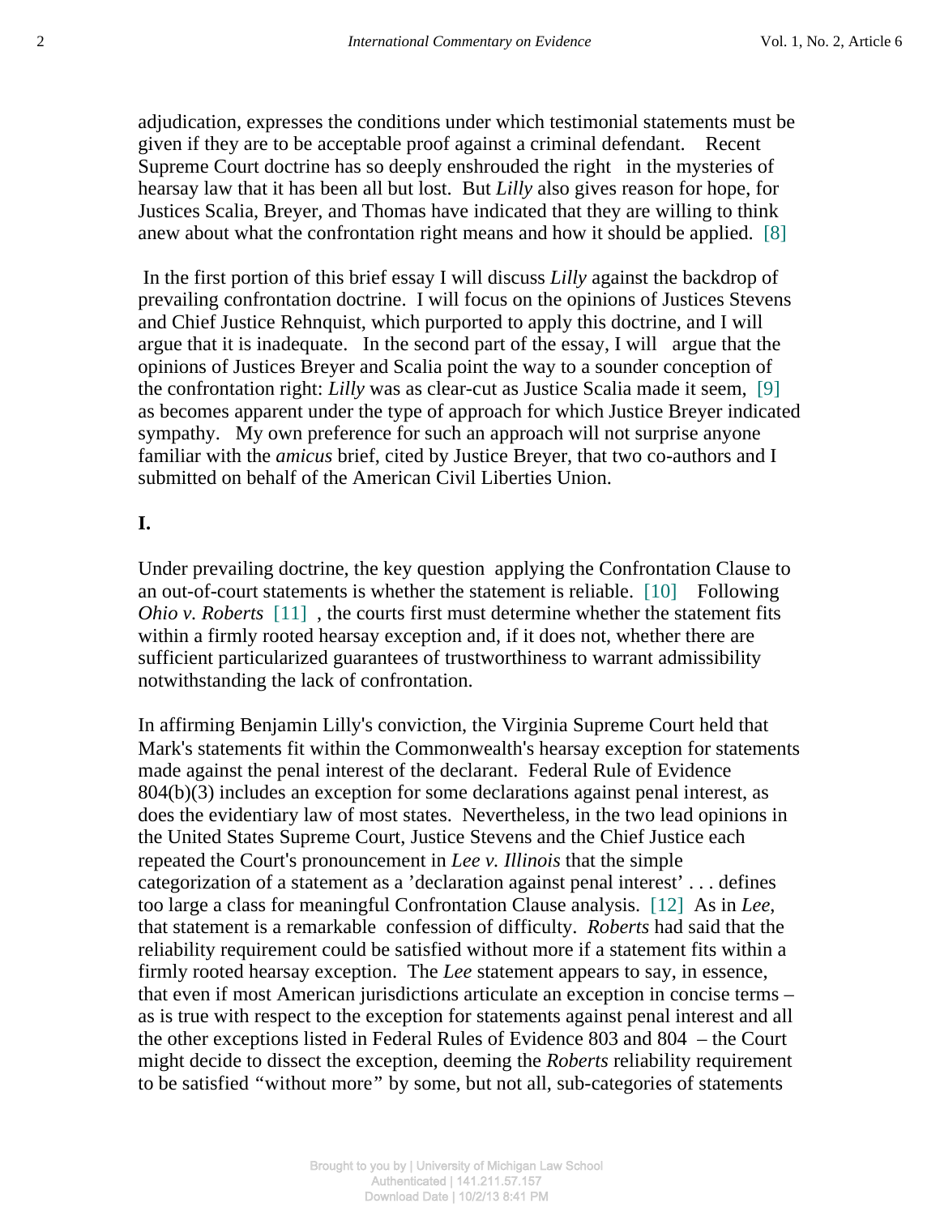adjudication, expresses the conditions under which testimonial statements must be given if they are to be acceptable proof against a criminal defendant.   Recent Supreme Court doctrine has so deeply enshrouded the right  in the mysteries of hearsay law that it has been all but lost.  But *Lilly* also gives reason for hope, for Justices Scalia, Breyer, and Thomas have indicated that they are willing to think anew about what the confrontation right means and how it should be applied.  [8]

In the first portion of this brief essay I will discuss *Lilly* against the backdrop of prevailing confrontation doctrine.  I will focus on the opinions of Justices Stevens and Chief Justice Rehnquist, which purported to apply this doctrine, and I will argue that it is inadequate.   In the second part of the essay, I will  argue that the opinions of Justices Breyer and Scalia point the way to a sounder conception of the confrontation right: *Lilly* was as clear-cut as Justice Scalia made it seem,  [9] as becomes apparent under the type of approach for which Justice Breyer indicated sympathy.   My own preference for such an approach will not surprise anyone familiar with the *amicus* brief, cited by Justice Breyer, that two co-authors and I submitted on behalf of the American Civil Liberties Union.

**I.**

Under prevailing doctrine, the key question  applying the Confrontation Clause to an out-of-court statements is whether the statement is reliable.  [10]   Following *Ohio v. Roberts*  [11]  , the courts first must determine whether the statement fits within a firmly rooted hearsay exception and, if it does not, whether there are sufficient particularized guarantees of trustworthiness to warrant admissibility notwithstanding the lack of confrontation.

In affirming Benjamin Lilly's conviction, the Virginia Supreme Court held that Mark's statements fit within the Commonwealth's hearsay exception for statements made against the penal interest of the declarant.  Federal Rule of Evidence 804(b)(3) includes an exception for some declarations against penal interest, as does the evidentiary law of most states.  Nevertheless, in the two lead opinions in the United States Supreme Court, Justice Stevens and the Chief Justice each repeated the Court's pronouncement in *Lee v. Illinois* that the simple categorization of a statement as a 'declaration against penal interest' . . . defines too large a class for meaningful Confrontation Clause analysis.  [12]  As in *Lee*, that statement is a remarkable  confession of difficulty.  *Roberts* had said that the reliability requirement could be satisfied without more if a statement fits within a firmly rooted hearsay exception.  The *Lee* statement appears to say, in essence, that even if most American jurisdictions articulate an exception in concise terms – as is true with respect to the exception for statements against penal interest and all the other exceptions listed in Federal Rules of Evidence 803 and 804  – the Court might decide to dissect the exception, deeming the *Roberts* reliability requirement to be satisfied "without more" by some, but not all, sub-categories of statements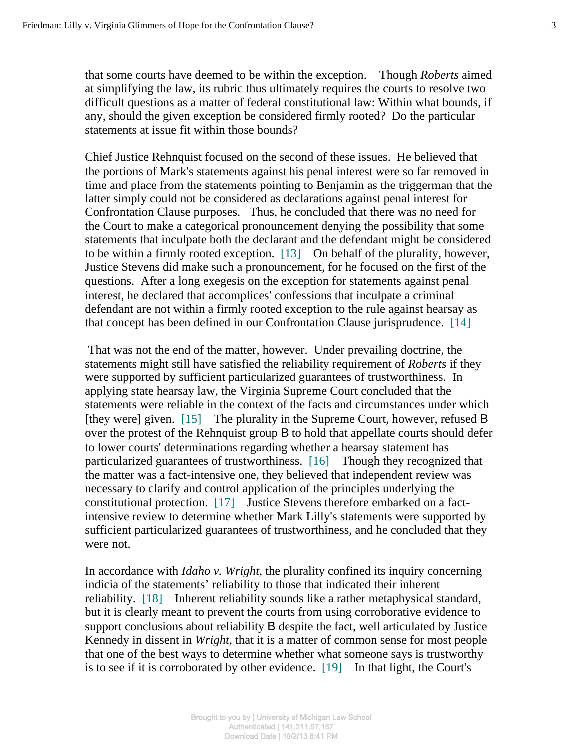that some courts have deemed to be within the exception. Though *Roberts* aimed at simplifying the law, its rubric thus ultimately requires the courts to resolve two difficult questions as a matter of federal constitutional law: Within what bounds, if any, should the given exception be considered firmly rooted? Do the particular statements at issue fit within those bounds?

Chief Justice Rehnquist focused on the second of these issues. He believed that the portions of Mark's statements against his penal interest were so far removed in time and place from the statements pointing to Benjamin as the triggerman that the latter simply could not be considered as declarations against penal interest for Confrontation Clause purposes. Thus, he concluded that there was no need for the Court to make a categorical pronouncement denying the possibility that some statements that inculpate both the declarant and the defendant might be considered to be within a firmly rooted exception. [13] On behalf of the plurality, however, Justice Stevens did make such a pronouncement, for he focused on the first of the questions. After a long exegesis on the exception for statements against penal interest, he declared that accomplices' confessions that inculpate a criminal defendant are not within a firmly rooted exception to the rule against hearsay as that concept has been defined in our Confrontation Clause jurisprudence. [14]

That was not the end of the matter, however. Under prevailing doctrine, the statements might still have satisfied the reliability requirement of *Roberts* if they were supported by sufficient particularized guarantees of trustworthiness. In applying state hearsay law, the Virginia Supreme Court concluded that the statements were reliable in the context of the facts and circumstances under which [they were] given. [15] The plurality in the Supreme Court, however, refused B over the protest of the Rehnquist group B to hold that appellate courts should defer to lower courts' determinations regarding whether a hearsay statement has particularized guarantees of trustworthiness. [16] Though they recognized that the matter was a fact-intensive one, they believed that independent review was necessary to clarify and control application of the principles underlying the constitutional protection. [17] Justice Stevens therefore embarked on a fact-intensive review to determine whether Mark Lilly's statements were supported by sufficient particularized guarantees of trustworthiness, and he concluded that they were not.

In accordance with *Idaho v. Wright,* the plurality confined its inquiry concerning indicia of the statements' reliability to those that indicated their inherent reliability. [18] Inherent reliability sounds like a rather metaphysical standard, but it is clearly meant to prevent the courts from using corroborative evidence to support conclusions about reliability B despite the fact, well articulated by Justice Kennedy in dissent in *Wright*, that it is a matter of common sense for most people that one of the best ways to determine whether what someone says is trustworthy is to see if it is corroborated by other evidence. [19] In that light, the Court's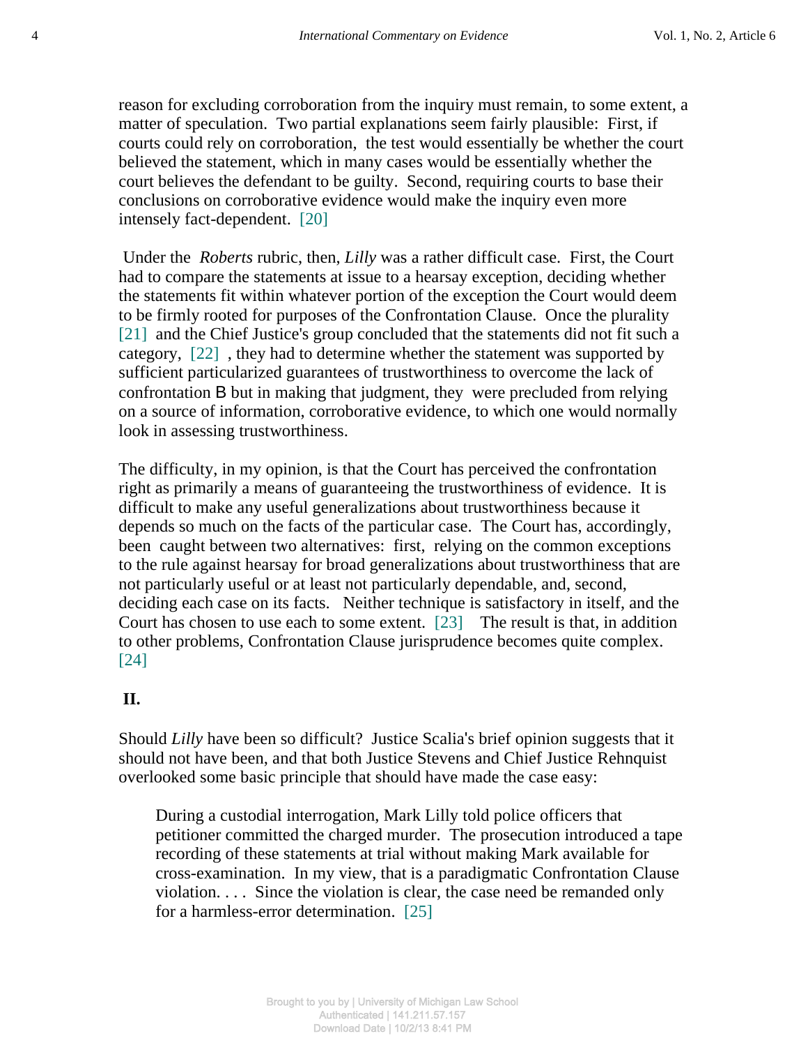reason for excluding corroboration from the inquiry must remain, to some extent, a matter of speculation. Two partial explanations seem fairly plausible: First, if courts could rely on corroboration, the test would essentially be whether the court believed the statement, which in many cases would be essentially whether the court believes the defendant to be guilty. Second, requiring courts to base their conclusions on corroborative evidence would make the inquiry even more intensely fact-dependent. [20]

Under the *Roberts* rubric, then, *Lilly* was a rather difficult case. First, the Court had to compare the statements at issue to a hearsay exception, deciding whether the statements fit within whatever portion of the exception the Court would deem to be firmly rooted for purposes of the Confrontation Clause. Once the plurality [21] and the Chief Justice's group concluded that the statements did not fit such a category, [22] , they had to determine whether the statement was supported by sufficient particularized guarantees of trustworthiness to overcome the lack of confrontation B but in making that judgment, they were precluded from relying on a source of information, corroborative evidence, to which one would normally look in assessing trustworthiness.

The difficulty, in my opinion, is that the Court has perceived the confrontation right as primarily a means of guaranteeing the trustworthiness of evidence. It is difficult to make any useful generalizations about trustworthiness because it depends so much on the facts of the particular case. The Court has, accordingly, been caught between two alternatives: first, relying on the common exceptions to the rule against hearsay for broad generalizations about trustworthiness that are not particularly useful or at least not particularly dependable, and, second, deciding each case on its facts. Neither technique is satisfactory in itself, and the Court has chosen to use each to some extent. [23] The result is that, in addition to other problems, Confrontation Clause jurisprudence becomes quite complex. [24]

## II.

Should *Lilly* have been so difficult? Justice Scalia's brief opinion suggests that it should not have been, and that both Justice Stevens and Chief Justice Rehnquist overlooked some basic principle that should have made the case easy:

> During a custodial interrogation, Mark Lilly told police officers that petitioner committed the charged murder. The prosecution introduced a tape recording of these statements at trial without making Mark available for cross-examination. In my view, that is a paradigmatic Confrontation Clause violation. . . . Since the violation is clear, the case need be remanded only for a harmless-error determination. [25]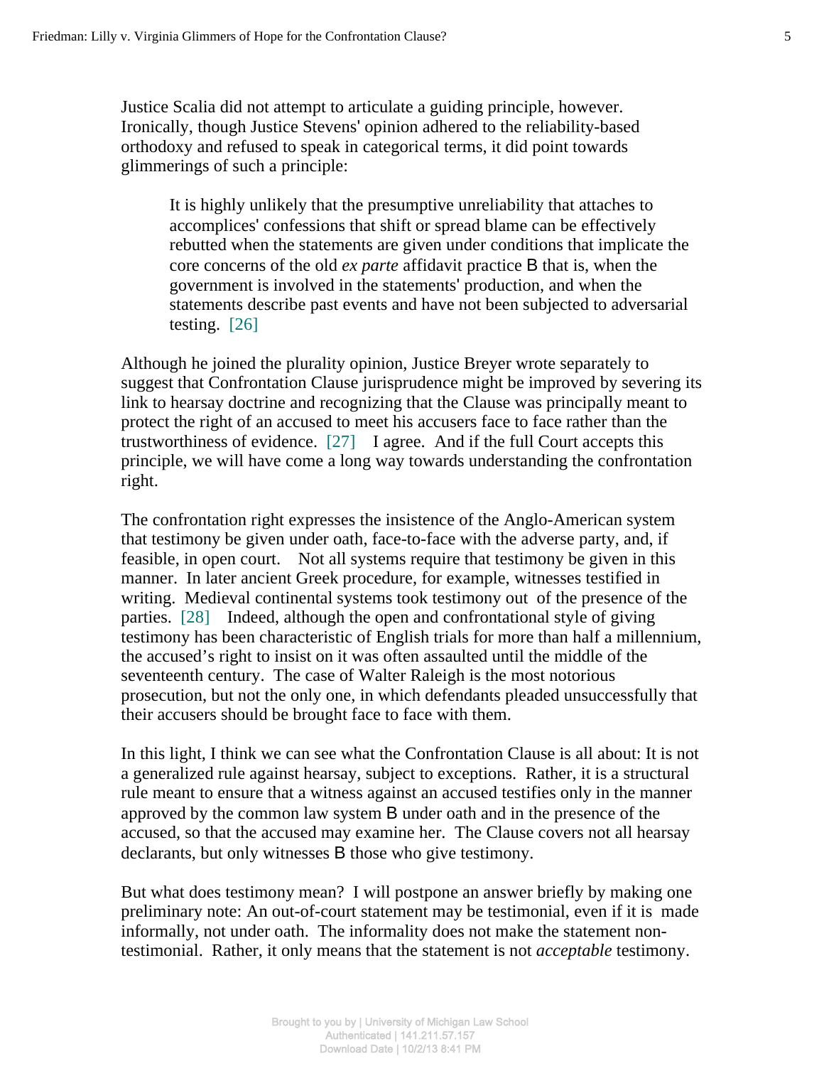Justice Scalia did not attempt to articulate a guiding principle, however. Ironically, though Justice Stevens' opinion adhered to the reliability-based orthodoxy and refused to speak in categorical terms, it did point towards glimmerings of such a principle:

> It is highly unlikely that the presumptive unreliability that attaches to accomplices' confessions that shift or spread blame can be effectively rebutted when the statements are given under conditions that implicate the core concerns of the old *ex parte* affidavit practice B that is, when the government is involved in the statements' production, and when the statements describe past events and have not been subjected to adversarial testing. [26]

Although he joined the plurality opinion, Justice Breyer wrote separately to suggest that Confrontation Clause jurisprudence might be improved by severing its link to hearsay doctrine and recognizing that the Clause was principally meant to protect the right of an accused to meet his accusers face to face rather than the trustworthiness of evidence. [27] I agree. And if the full Court accepts this principle, we will have come a long way towards understanding the confrontation right.

The confrontation right expresses the insistence of the Anglo-American system that testimony be given under oath, face-to-face with the adverse party, and, if feasible, in open court. Not all systems require that testimony be given in this manner. In later ancient Greek procedure, for example, witnesses testified in writing. Medieval continental systems took testimony out of the presence of the parties. [28] Indeed, although the open and confrontational style of giving testimony has been characteristic of English trials for more than half a millennium, the accused's right to insist on it was often assaulted until the middle of the seventeenth century. The case of Walter Raleigh is the most notorious prosecution, but not the only one, in which defendants pleaded unsuccessfully that their accusers should be brought face to face with them.

In this light, I think we can see what the Confrontation Clause is all about: It is not a generalized rule against hearsay, subject to exceptions. Rather, it is a structural rule meant to ensure that a witness against an accused testifies only in the manner approved by the common law system B under oath and in the presence of the accused, so that the accused may examine her. The Clause covers not all hearsay declarants, but only witnesses B those who give testimony.

But what does testimony mean? I will postpone an answer briefly by making one preliminary note: An out-of-court statement may be testimonial, even if it is made informally, not under oath. The informality does not make the statement non-testimonial. Rather, it only means that the statement is not *acceptable* testimony.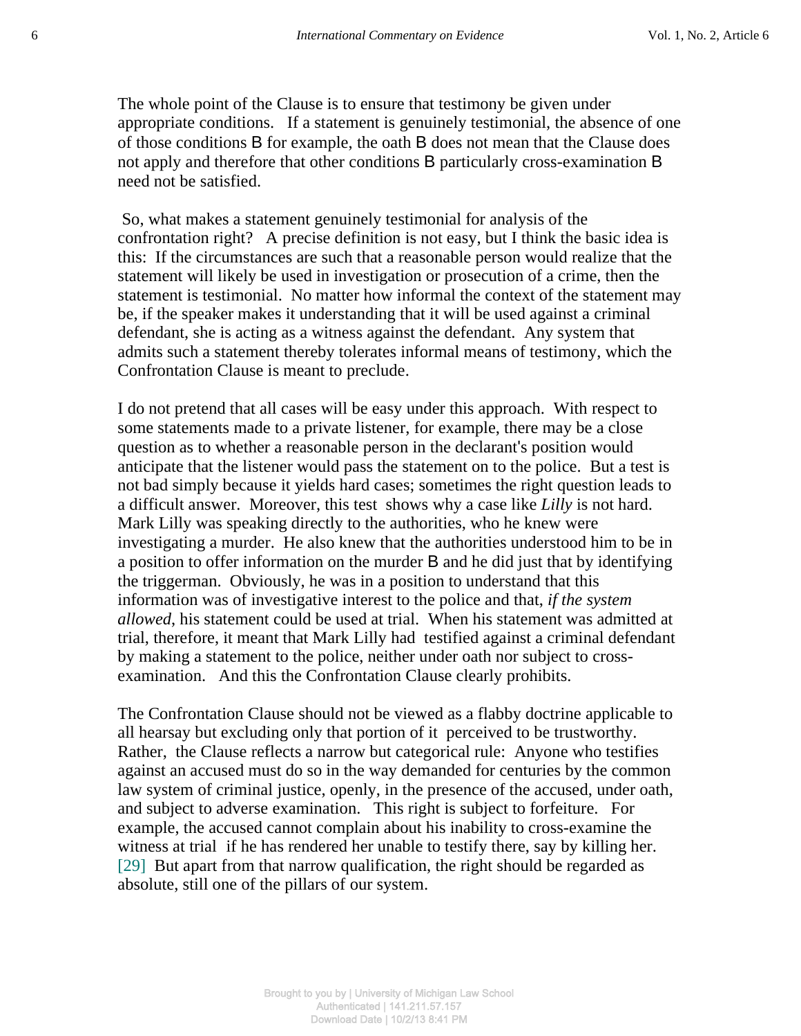The whole point of the Clause is to ensure that testimony be given under appropriate conditions. If a statement is genuinely testimonial, the absence of one of those conditions B for example, the oath B does not mean that the Clause does not apply and therefore that other conditions B particularly cross-examination B need not be satisfied.

So, what makes a statement genuinely testimonial for analysis of the confrontation right? A precise definition is not easy, but I think the basic idea is this: If the circumstances are such that a reasonable person would realize that the statement will likely be used in investigation or prosecution of a crime, then the statement is testimonial. No matter how informal the context of the statement may be, if the speaker makes it understanding that it will be used against a criminal defendant, she is acting as a witness against the defendant. Any system that admits such a statement thereby tolerates informal means of testimony, which the Confrontation Clause is meant to preclude.

I do not pretend that all cases will be easy under this approach. With respect to some statements made to a private listener, for example, there may be a close question as to whether a reasonable person in the declarant's position would anticipate that the listener would pass the statement on to the police. But a test is not bad simply because it yields hard cases; sometimes the right question leads to a difficult answer. Moreover, this test shows why a case like *Lilly* is not hard. Mark Lilly was speaking directly to the authorities, who he knew were investigating a murder. He also knew that the authorities understood him to be in a position to offer information on the murder B and he did just that by identifying the triggerman. Obviously, he was in a position to understand that this information was of investigative interest to the police and that, *if the system allowed*, his statement could be used at trial. When his statement was admitted at trial, therefore, it meant that Mark Lilly had testified against a criminal defendant by making a statement to the police, neither under oath nor subject to cross-examination. And this the Confrontation Clause clearly prohibits.

The Confrontation Clause should not be viewed as a flabby doctrine applicable to all hearsay but excluding only that portion of it perceived to be trustworthy. Rather, the Clause reflects a narrow but categorical rule: Anyone who testifies against an accused must do so in the way demanded for centuries by the common law system of criminal justice, openly, in the presence of the accused, under oath, and subject to adverse examination. This right is subject to forfeiture. For example, the accused cannot complain about his inability to cross-examine the witness at trial if he has rendered her unable to testify there, say by killing her. [29] But apart from that narrow qualification, the right should be regarded as absolute, still one of the pillars of our system.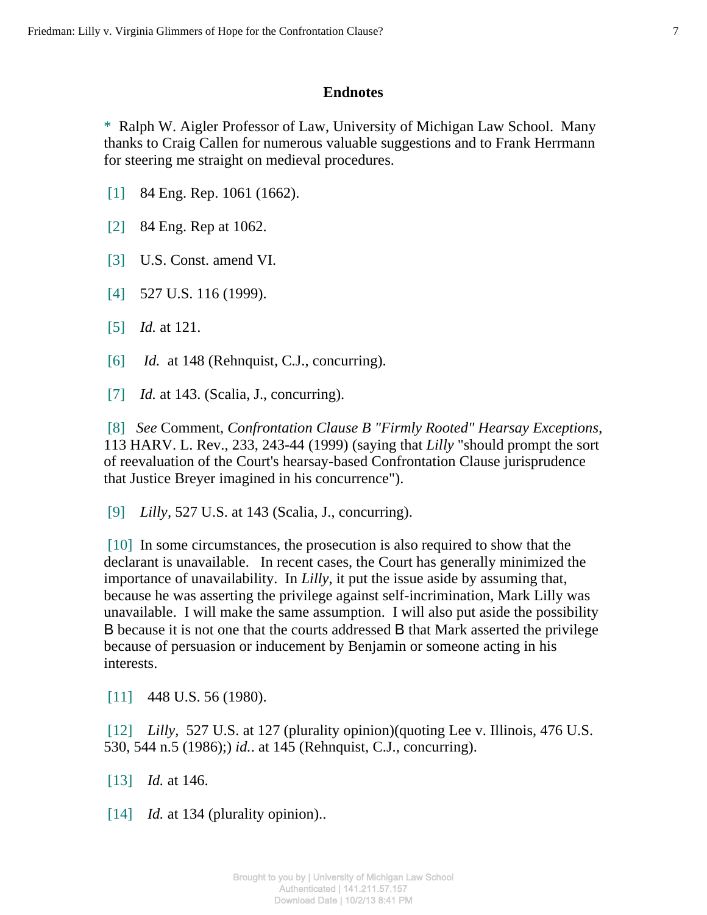## Endnotes

\* Ralph W. Aigler Professor of Law, University of Michigan Law School. Many thanks to Craig Callen for numerous valuable suggestions and to Frank Herrmann for steering me straight on medieval procedures.

[1] 84 Eng. Rep. 1061 (1662).

[2] 84 Eng. Rep at 1062.

[3] U.S. Const. amend VI.

[4] 527 U.S. 116 (1999).

[5] *Id.* at 121.

[6] *Id.* at 148 (Rehnquist, C.J., concurring).

[7] *Id.* at 143. (Scalia, J., concurring).

[8] *See* Comment, *Confrontation Clause B "Firmly Rooted" Hearsay Exceptions*, 113 HARV. L. Rev., 233, 243-44 (1999) (saying that *Lilly* "should prompt the sort of reevaluation of the Court's hearsay-based Confrontation Clause jurisprudence that Justice Breyer imagined in his concurrence").

[9] *Lilly,* 527 U.S. at 143 (Scalia, J., concurring).

[10] In some circumstances, the prosecution is also required to show that the declarant is unavailable. In recent cases, the Court has generally minimized the importance of unavailability. In *Lilly*, it put the issue aside by assuming that, because he was asserting the privilege against self-incrimination, Mark Lilly was unavailable. I will make the same assumption. I will also put aside the possibility B because it is not one that the courts addressed B that Mark asserted the privilege because of persuasion or inducement by Benjamin or someone acting in his interests.

[11] 448 U.S. 56 (1980).

[12] *Lilly,* 527 U.S. at 127 (plurality opinion)(quoting Lee v. Illinois, 476 U.S. 530, 544 n.5 (1986);) *id.*. at 145 (Rehnquist, C.J., concurring).

[13] *Id.* at 146.

[14] *Id.* at 134 (plurality opinion)..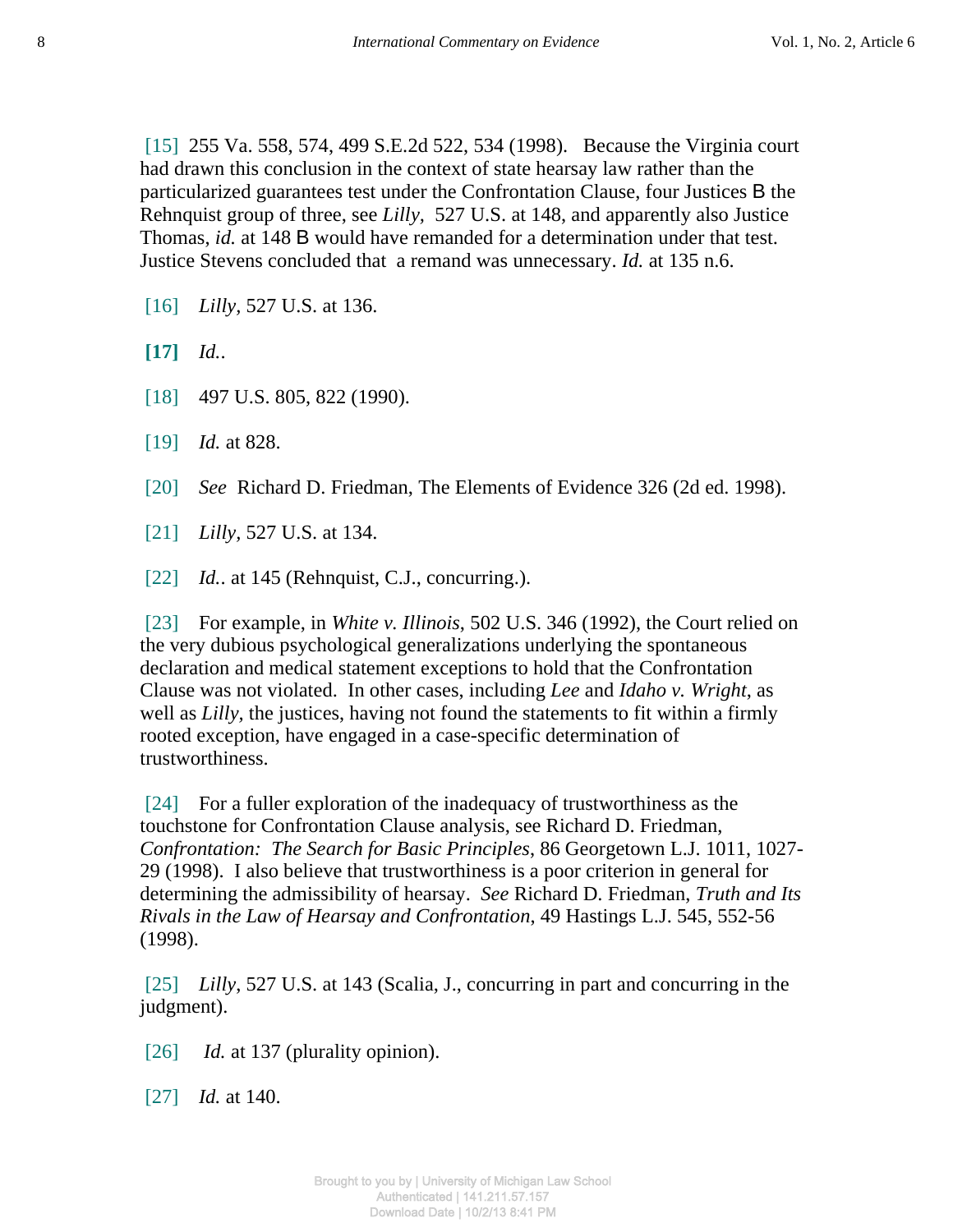[15] 255 Va. 558, 574, 499 S.E.2d 522, 534 (1998). Because the Virginia court had drawn this conclusion in the context of state hearsay law rather than the particularized guarantees test under the Confrontation Clause, four Justices В the Rehnquist group of three, see *Lilly*, 527 U.S. at 148, and apparently also Justice Thomas, *id.* at 148 В would have remanded for a determination under that test. Justice Stevens concluded that a remand was unnecessary. *Id.* at 135 n.6.

[16] *Lilly*, 527 U.S. at 136.

**[17]** *Id.*.

[18] 497 U.S. 805, 822 (1990).

[19] *Id.* at 828.

[20] *See* Richard D. Friedman, The Elements of Evidence 326 (2d ed. 1998).

[21] *Lilly*, 527 U.S. at 134.

[22] *Id.*. at 145 (Rehnquist, C.J., concurring.).

[23] For example, in *White v. Illinois*, 502 U.S. 346 (1992), the Court relied on the very dubious psychological generalizations underlying the spontaneous declaration and medical statement exceptions to hold that the Confrontation Clause was not violated. In other cases, including *Lee* and *Idaho v. Wright*, as well as *Lilly*, the justices, having not found the statements to fit within a firmly rooted exception, have engaged in a case-specific determination of trustworthiness.

[24] For a fuller exploration of the inadequacy of trustworthiness as the touchstone for Confrontation Clause analysis, see Richard D. Friedman, *Confrontation: The Search for Basic Principles*, 86 Georgetown L.J. 1011, 1027-29 (1998). I also believe that trustworthiness is a poor criterion in general for determining the admissibility of hearsay. *See* Richard D. Friedman, *Truth and Its Rivals in the Law of Hearsay and Confrontation*, 49 Hastings L.J. 545, 552-56 (1998).

[25] *Lilly*, 527 U.S. at 143 (Scalia, J., concurring in part and concurring in the judgment).

[26] *Id.* at 137 (plurality opinion).

[27] *Id.* at 140.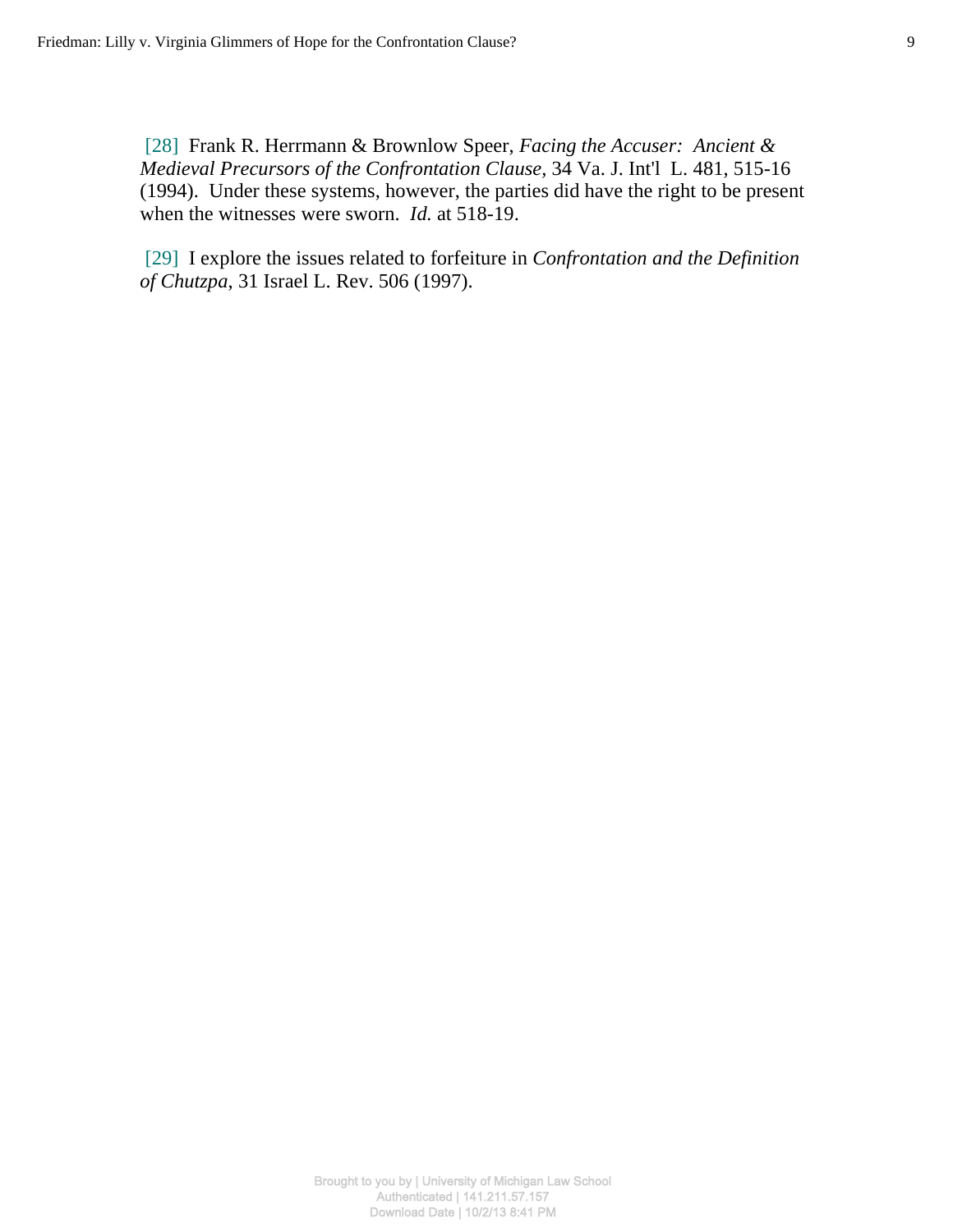[28] Frank R. Herrmann & Brownlow Speer, *Facing the Accuser: Ancient & Medieval Precursors of the Confrontation Clause*, 34 Va. J. Int'l L. 481, 515-16 (1994). Under these systems, however, the parties did have the right to be present when the witnesses were sworn. *Id.* at 518-19.

[29] I explore the issues related to forfeiture in *Confrontation and the Definition of Chutzpa*, 31 Israel L. Rev. 506 (1997).